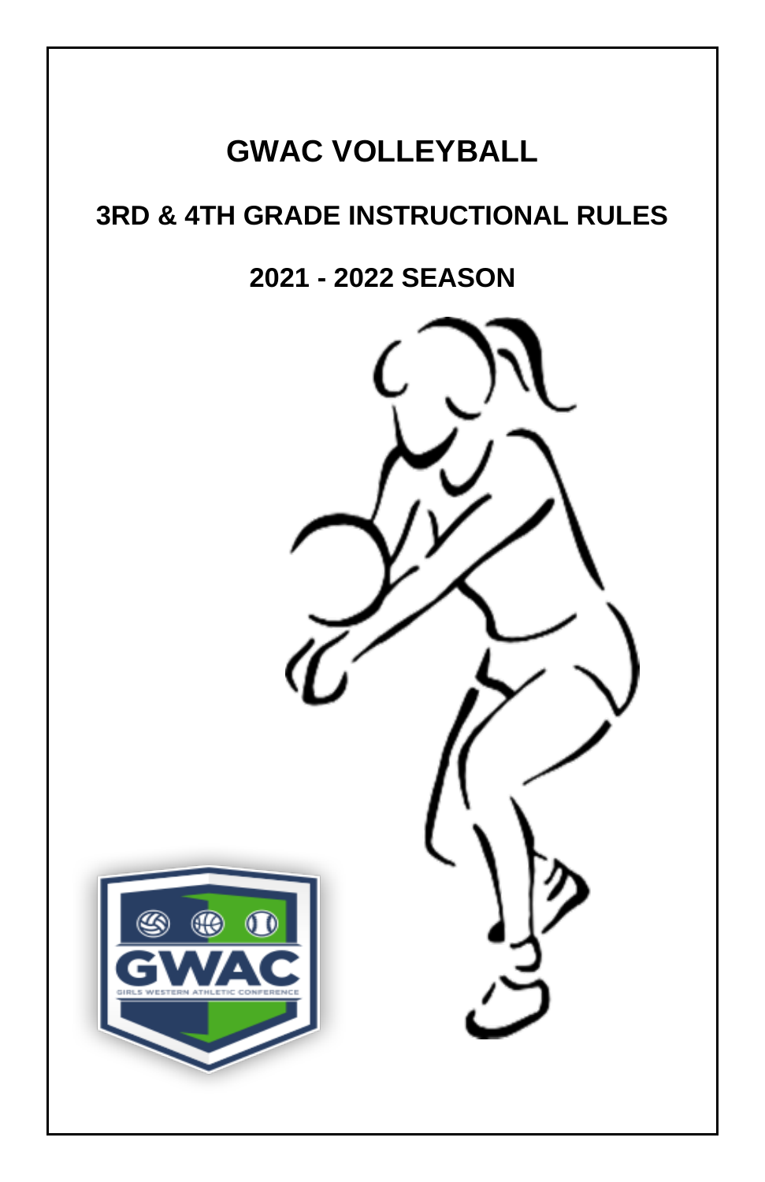# GWAC VOLLEYBALL

## 3RD & 4TH GRADE INSTRUCTIONAL RULES

## 2021 - 2022 SEASON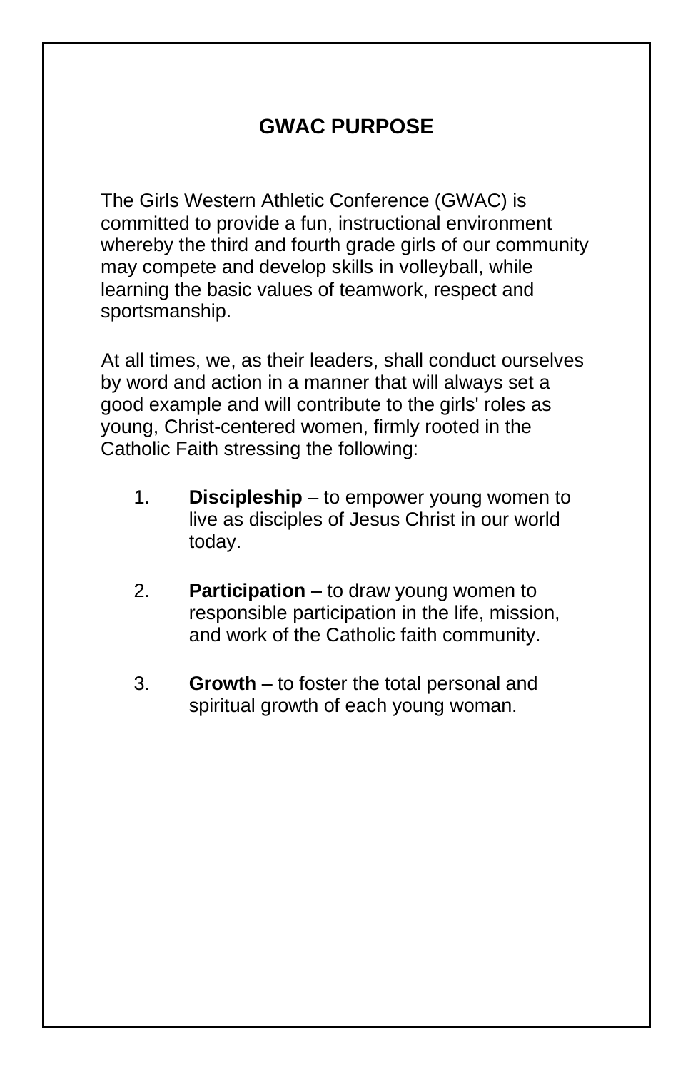## GWAC PURPOSE

The Girls Western Athletic Conference (GWAC) is committed to provide a fun, instructional environment whereby the third and fourth grade girls of our community may compete and develop skills in volleyball, while learning the basic values of teamwork, respect and sportsmanship.

At all times, we, as their leaders, shall conduct ourselves by word and action in a manner that will always set a good example and will contribute to the girls' roles as young, Christ-centered women, firmly rooted in the Catholic Faith stressing the following:

1. **Discipleship** – to empower young women to live as disciples of Jesus Christ in our world today.

2. **Participation** – to draw young women to responsible participation in the life, mission, and work of the Catholic faith community.

3. **Growth** – to foster the total personal and spiritual growth of each young woman.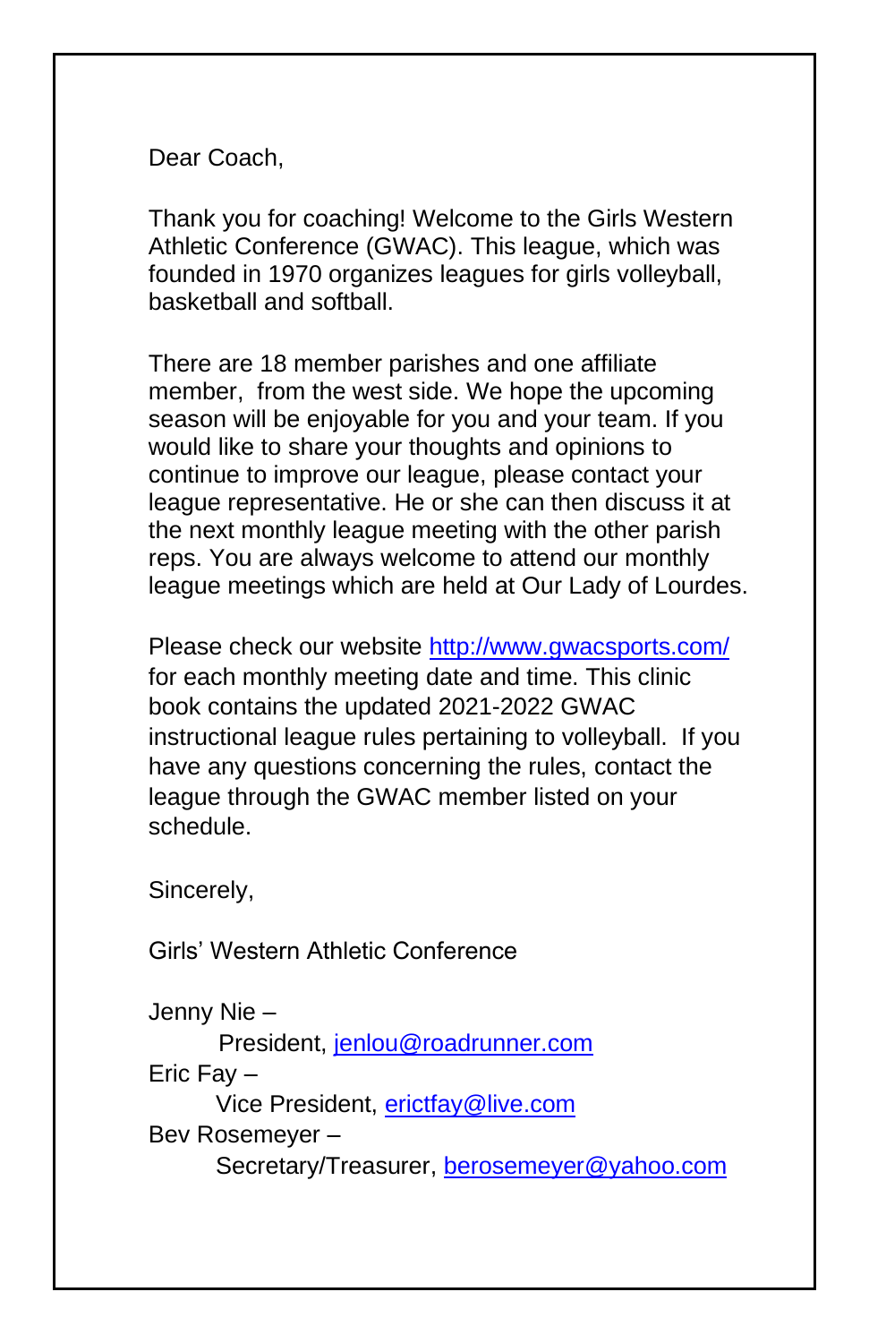Dear Coach,

Thank you for coaching! Welcome to the Girls Western Athletic Conference (GWAC). This league, which was founded in 1970 organizes leagues for girls volleyball, basketball and softball.

There are 18 member parishes and one affiliate member, from the west side. We hope the upcoming season will be enjoyable for you and your team. If you would like to share your thoughts and opinions to continue to improve our league, please contact your league representative. He or she can then discuss it at the next monthly league meeting with the other parish reps. You are always welcome to attend our monthly league meetings which are held at Our Lady of Lourdes.

Please check our website http://www.gwacsports.com/ for each monthly meeting date and time. This clinic book contains the updated 2021-2022 GWAC instructional league rules pertaining to volleyball. If you have any questions concerning the rules, contact the league through the GWAC member listed on your schedule.

Sincerely,

Girls' Western Athletic Conference

Jenny Nie –
President, jenlou@roadrunner.com

Eric Fay –
Vice President, erictfay@live.com

Bev Rosemeyer –
Secretary/Treasurer, berosemeyer@yahoo.com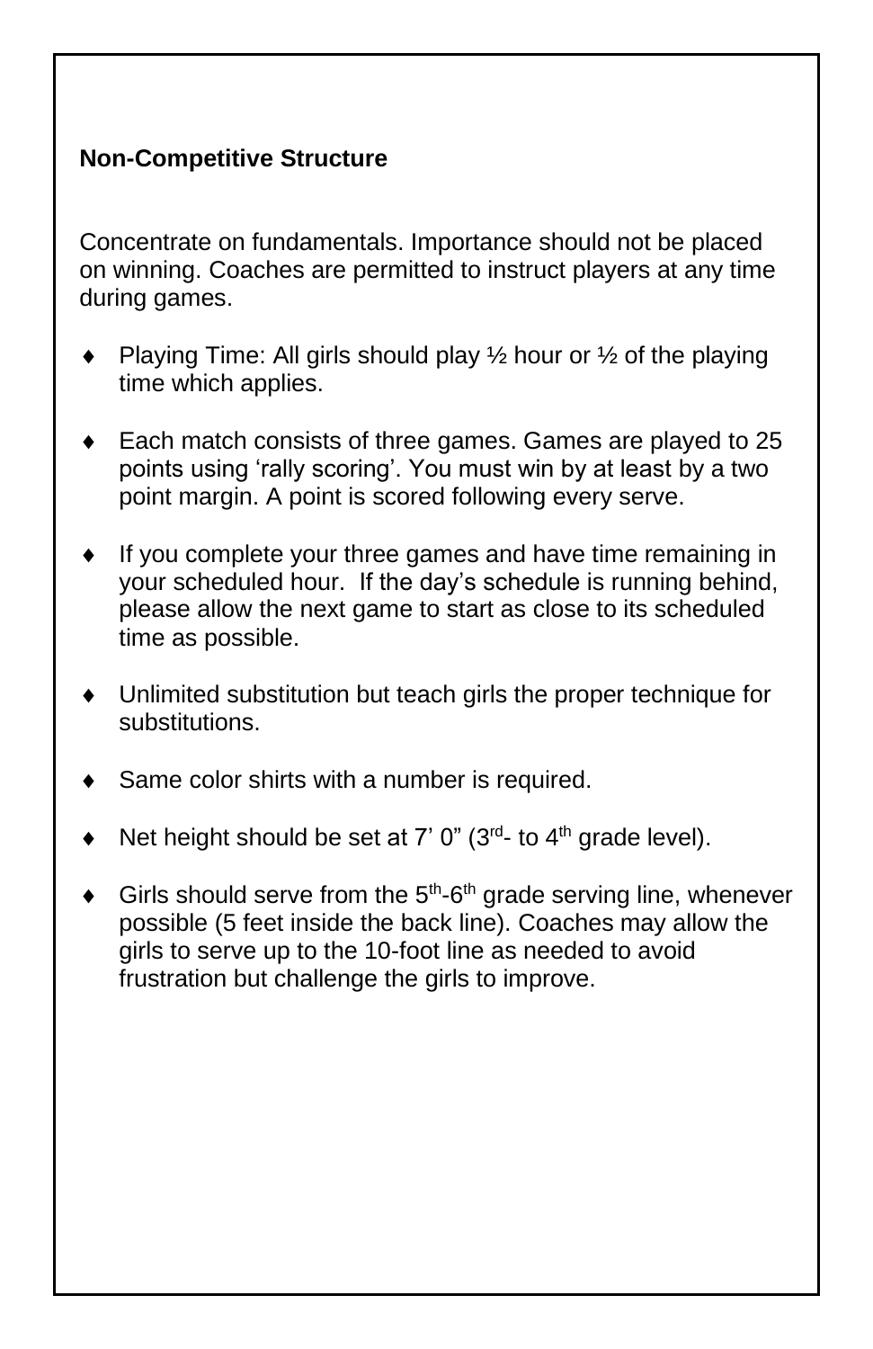**Non-Competitive Structure**

Concentrate on fundamentals. Importance should not be placed on winning. Coaches are permitted to instruct players at any time during games.

- Playing Time: All girls should play ½ hour or ½ of the playing time which applies.

- Each match consists of three games. Games are played to 25 points using 'rally scoring'. You must win by at least by a two point margin. A point is scored following every serve.

- If you complete your three games and have time remaining in your scheduled hour. If the day's schedule is running behind, please allow the next game to start as close to its scheduled time as possible.

- Unlimited substitution but teach girls the proper technique for substitutions.

- Same color shirts with a number is required.

- Net height should be set at 7' 0" (3rd- to 4th grade level).

- Girls should serve from the 5th-6th grade serving line, whenever possible (5 feet inside the back line). Coaches may allow the girls to serve up to the 10-foot line as needed to avoid frustration but challenge the girls to improve.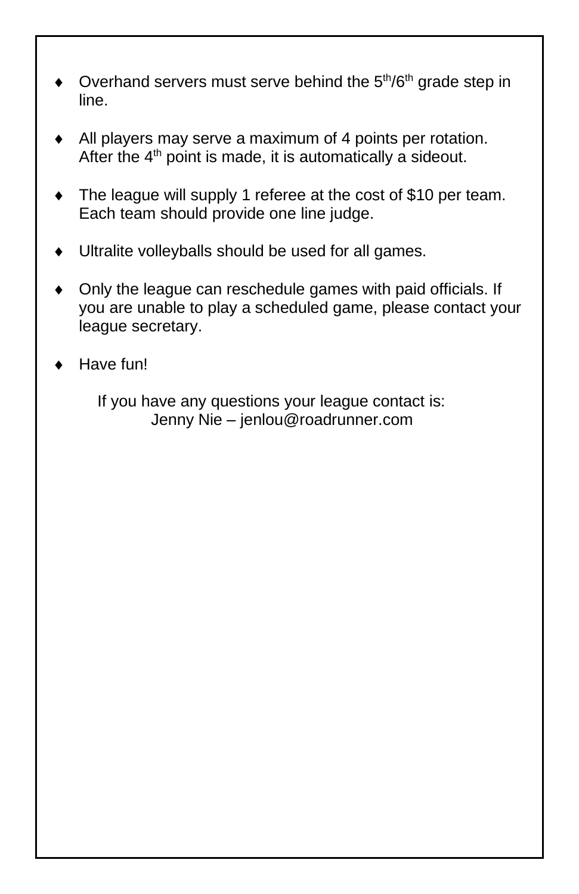- Overhand servers must serve behind the 5th/6th grade step in line.

- All players may serve a maximum of 4 points per rotation. After the 4th point is made, it is automatically a sideout.

- The league will supply 1 referee at the cost of $10 per team. Each team should provide one line judge.

- Ultralite volleyballs should be used for all games.

- Only the league can reschedule games with paid officials. If you are unable to play a scheduled game, please contact your league secretary.

- Have fun!

If you have any questions your league contact is:
Jenny Nie – jenlou@roadrunner.com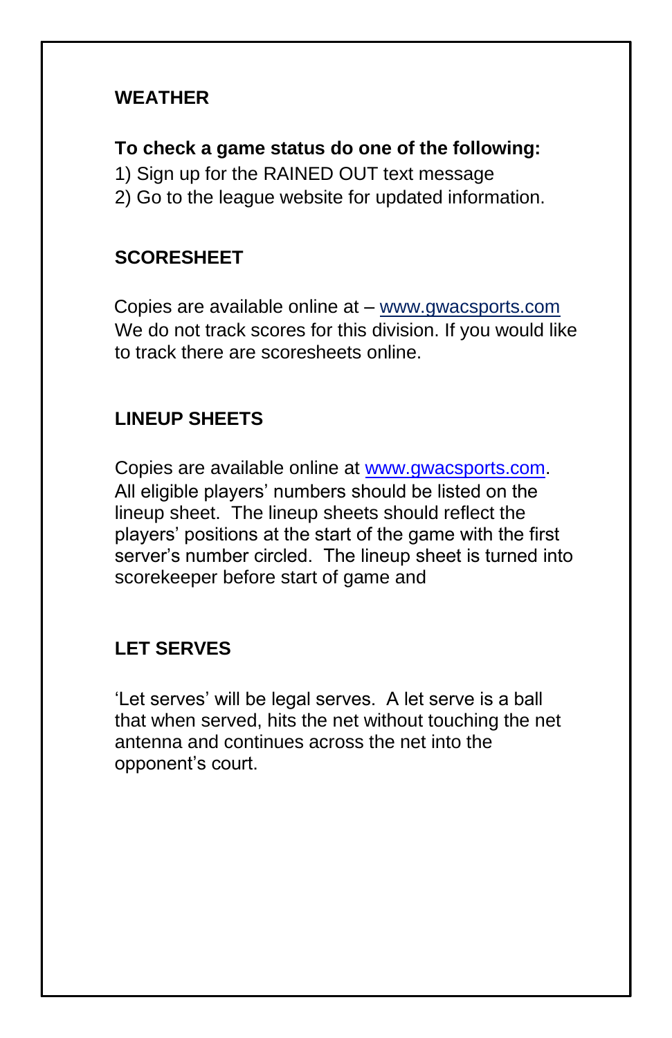## WEATHER

**To check a game status do one of the following:**

1) Sign up for the RAINED OUT text message
2) Go to the league website for updated information.

## SCORESHEET

Copies are available online at – [www.gwacsports.com](http://www.gwacsports.com)
We do not track scores for this division. If you would like to track there are scoresheets online.

## LINEUP SHEETS

Copies are available online at [www.gwacsports.com](http://www.gwacsports.com). All eligible players' numbers should be listed on the lineup sheet. The lineup sheets should reflect the players' positions at the start of the game with the first server's number circled. The lineup sheet is turned into scorekeeper before start of game and

## LET SERVES

'Let serves' will be legal serves. A let serve is a ball that when served, hits the net without touching the net antenna and continues across the net into the opponent's court.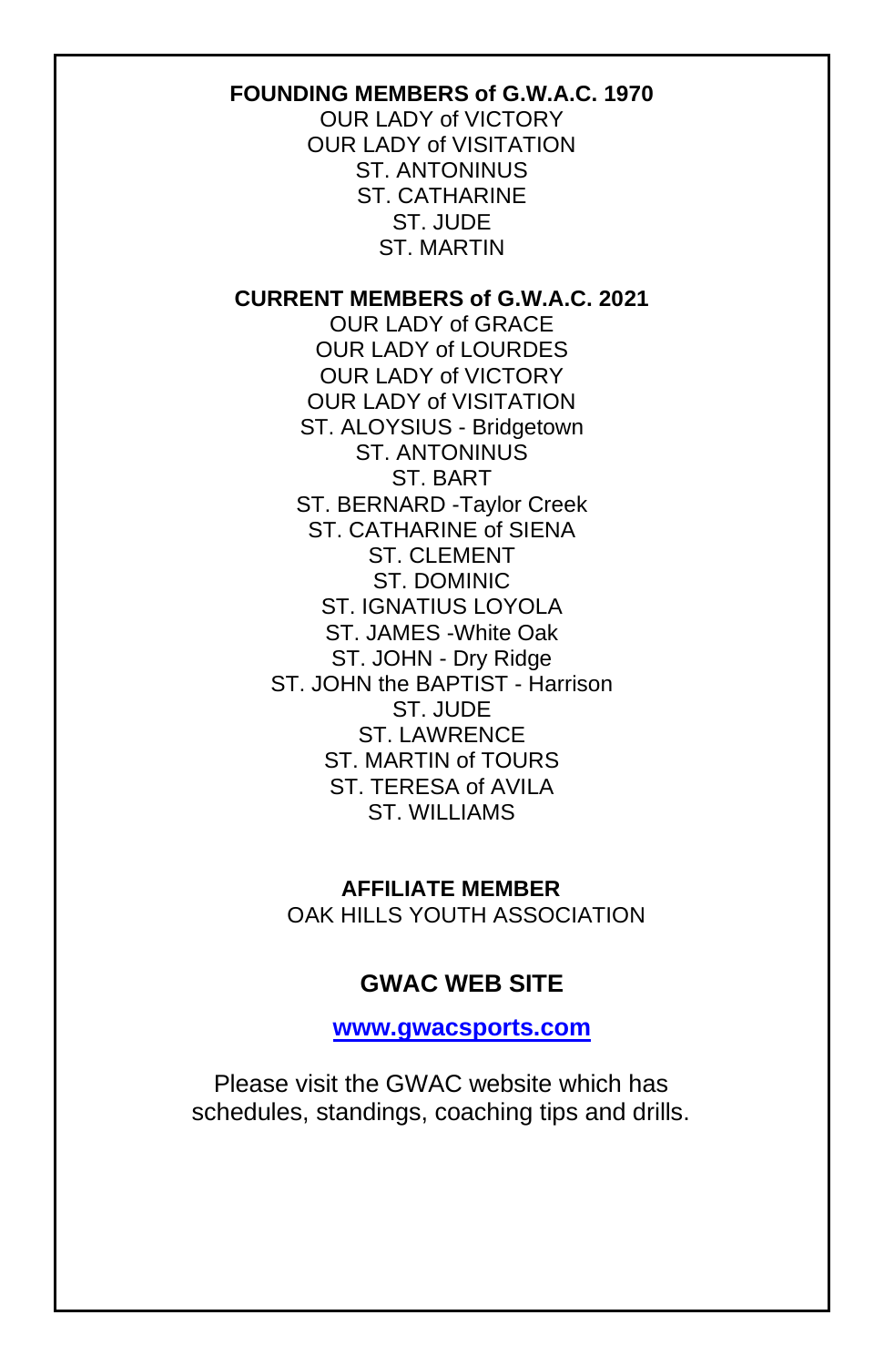**FOUNDING MEMBERS of G.W.A.C. 1970**

OUR LADY of VICTORY
OUR LADY of VISITATION
ST. ANTONINUS
ST. CATHARINE
ST. JUDE
ST. MARTIN

**CURRENT MEMBERS of G.W.A.C. 2021**

OUR LADY of GRACE
OUR LADY of LOURDES
OUR LADY of VICTORY
OUR LADY of VISITATION
ST. ALOYSIUS - Bridgetown
ST. ANTONINUS
ST. BART
ST. BERNARD -Taylor Creek
ST. CATHARINE of SIENA
ST. CLEMENT
ST. DOMINIC
ST. IGNATIUS LOYOLA
ST. JAMES -White Oak
ST. JOHN - Dry Ridge
ST. JOHN the BAPTIST - Harrison
ST. JUDE
ST. LAWRENCE
ST. MARTIN of TOURS
ST. TERESA of AVILA
ST. WILLIAMS

**AFFILIATE MEMBER**

OAK HILLS YOUTH ASSOCIATION

**GWAC WEB SITE**

**www.gwacsports.com**

Please visit the GWAC website which has schedules, standings, coaching tips and drills.